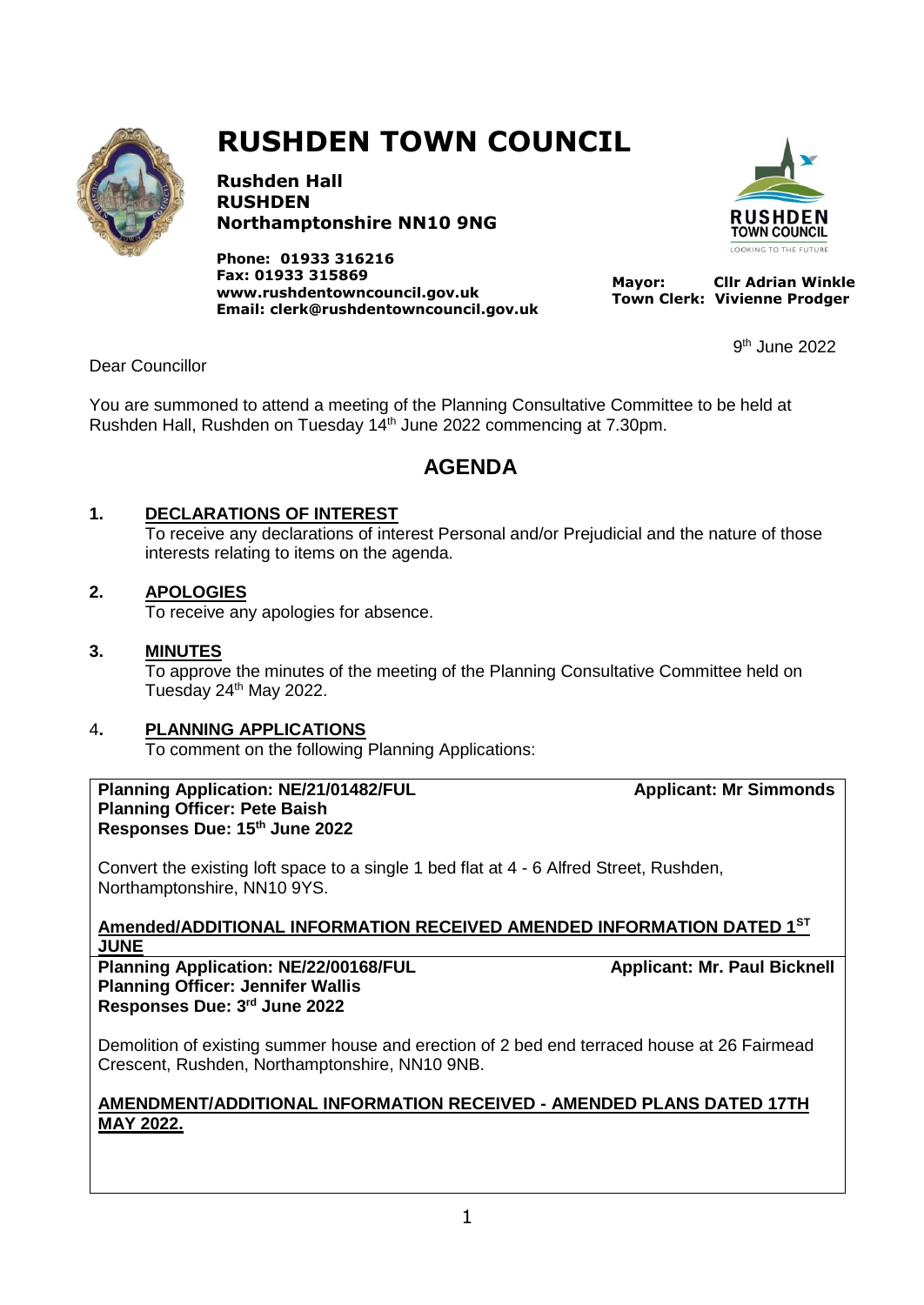# RUSHDEN TOWN COUNCIL

**Rushden Hall**
**RUSHDEN**
**Northamptonshire NN10 9NG**

**Phone: 01933 316216**
**Fax: 01933 315869**
**www.rushdentowncouncil.gov.uk**
**Email: clerk@rushdentowncouncil.gov.uk**

**Mayor:** **Cllr Adrian Winkle**
**Town Clerk:** **Vivienne Prodger**

9th June 2022

Dear Councillor

You are summoned to attend a meeting of the Planning Consultative Committee to be held at Rushden Hall, Rushden on Tuesday 14th June 2022 commencing at 7.30pm.

## AGENDA

**1. DECLARATIONS OF INTEREST**
To receive any declarations of interest Personal and/or Prejudicial and the nature of those interests relating to items on the agenda.

**2. APOLOGIES**
To receive any apologies for absence.

**3. MINUTES**
To approve the minutes of the meeting of the Planning Consultative Committee held on Tuesday 24th May 2022.

**4. PLANNING APPLICATIONS**
To comment on the following Planning Applications:

**Planning Application: NE/21/01482/FUL** — **Applicant: Mr Simmonds**
**Planning Officer: Pete Baish**
**Responses Due: 15th June 2022**

Convert the existing loft space to a single 1 bed flat at 4 - 6 Alfred Street, Rushden, Northamptonshire, NN10 9YS.

**Amended/ADDITIONAL INFORMATION RECEIVED AMENDED INFORMATION DATED 1ST JUNE**

**Planning Application: NE/22/00168/FUL** — **Applicant: Mr. Paul Bicknell**
**Planning Officer: Jennifer Wallis**
**Responses Due: 3rd June 2022**

Demolition of existing summer house and erection of 2 bed end terraced house at 26 Fairmead Crescent, Rushden, Northamptonshire, NN10 9NB.

**AMENDMENT/ADDITIONAL INFORMATION RECEIVED - AMENDED PLANS DATED 17TH MAY 2022.**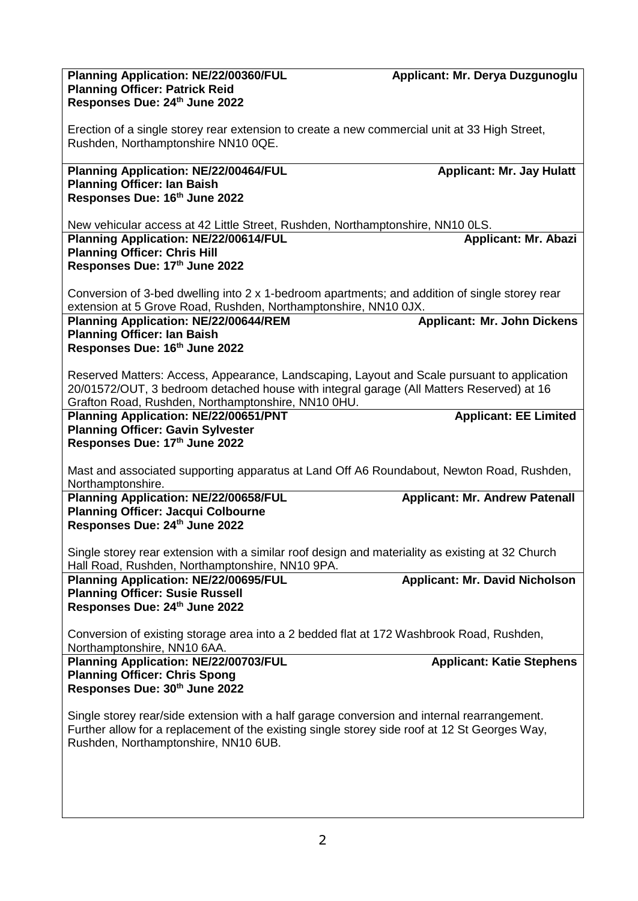**Planning Application: NE/22/00360/FUL** **Applicant: Mr. Derya Duzgunoglu**
**Planning Officer: Patrick Reid**
**Responses Due: 24th June 2022**

Erection of a single storey rear extension to create a new commercial unit at 33 High Street, Rushden, Northamptonshire NN10 0QE.

---

**Planning Application: NE/22/00464/FUL** **Applicant: Mr. Jay Hulatt**
**Planning Officer: Ian Baish**
**Responses Due: 16th June 2022**

New vehicular access at 42 Little Street, Rushden, Northamptonshire, NN10 0LS.

---

**Planning Application: NE/22/00614/FUL** **Applicant: Mr. Abazi**
**Planning Officer: Chris Hill**
**Responses Due: 17th June 2022**

Conversion of 3-bed dwelling into 2 x 1-bedroom apartments; and addition of single storey rear extension at 5 Grove Road, Rushden, Northamptonshire, NN10 0JX.

---

**Planning Application: NE/22/00644/REM** **Applicant: Mr. John Dickens**
**Planning Officer: Ian Baish**
**Responses Due: 16th June 2022**

Reserved Matters: Access, Appearance, Landscaping, Layout and Scale pursuant to application 20/01572/OUT, 3 bedroom detached house with integral garage (All Matters Reserved) at 16 Grafton Road, Rushden, Northamptonshire, NN10 0HU.

---

**Planning Application: NE/22/00651/PNT** **Applicant: EE Limited**
**Planning Officer: Gavin Sylvester**
**Responses Due: 17th June 2022**

Mast and associated supporting apparatus at Land Off A6 Roundabout, Newton Road, Rushden, Northamptonshire.

---

**Planning Application: NE/22/00658/FUL** **Applicant: Mr. Andrew Patenall**
**Planning Officer: Jacqui Colbourne**
**Responses Due: 24th June 2022**

Single storey rear extension with a similar roof design and materiality as existing at 32 Church Hall Road, Rushden, Northamptonshire, NN10 9PA.

---

**Planning Application: NE/22/00695/FUL** **Applicant: Mr. David Nicholson**
**Planning Officer: Susie Russell**
**Responses Due: 24th June 2022**

Conversion of existing storage area into a 2 bedded flat at 172 Washbrook Road, Rushden, Northamptonshire, NN10 6AA.

---

**Planning Application: NE/22/00703/FUL** **Applicant: Katie Stephens**
**Planning Officer: Chris Spong**
**Responses Due: 30th June 2022**

Single storey rear/side extension with a half garage conversion and internal rearrangement. Further allow for a replacement of the existing single storey side roof at 12 St Georges Way, Rushden, Northamptonshire, NN10 6UB.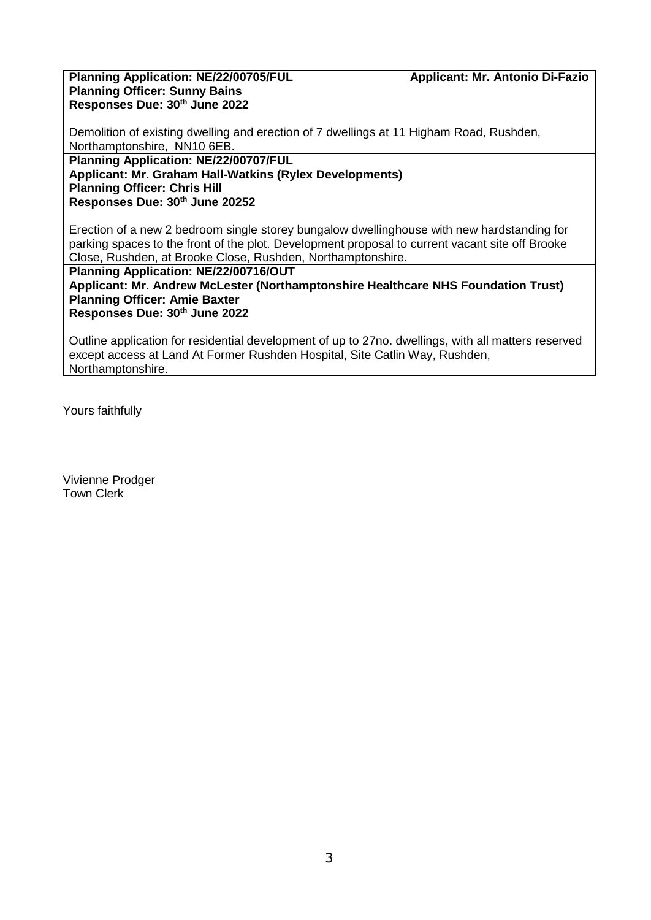**Planning Application: NE/22/00705/FUL** **Applicant: Mr. Antonio Di-Fazio**
**Planning Officer: Sunny Bains**
**Responses Due: 30th June 2022**

Demolition of existing dwelling and erection of 7 dwellings at 11 Higham Road, Rushden, Northamptonshire, NN10 6EB.

**Planning Application: NE/22/00707/FUL**
**Applicant: Mr. Graham Hall-Watkins (Rylex Developments)**
**Planning Officer: Chris Hill**
**Responses Due: 30th June 20252**

Erection of a new 2 bedroom single storey bungalow dwellinghouse with new hardstanding for parking spaces to the front of the plot. Development proposal to current vacant site off Brooke Close, Rushden, at Brooke Close, Rushden, Northamptonshire.

**Planning Application: NE/22/00716/OUT**
**Applicant: Mr. Andrew McLester (Northamptonshire Healthcare NHS Foundation Trust)**
**Planning Officer: Amie Baxter**
**Responses Due: 30th June 2022**

Outline application for residential development of up to 27no. dwellings, with all matters reserved except access at Land At Former Rushden Hospital, Site Catlin Way, Rushden, Northamptonshire.

Yours faithfully

Vivienne Prodger
Town Clerk